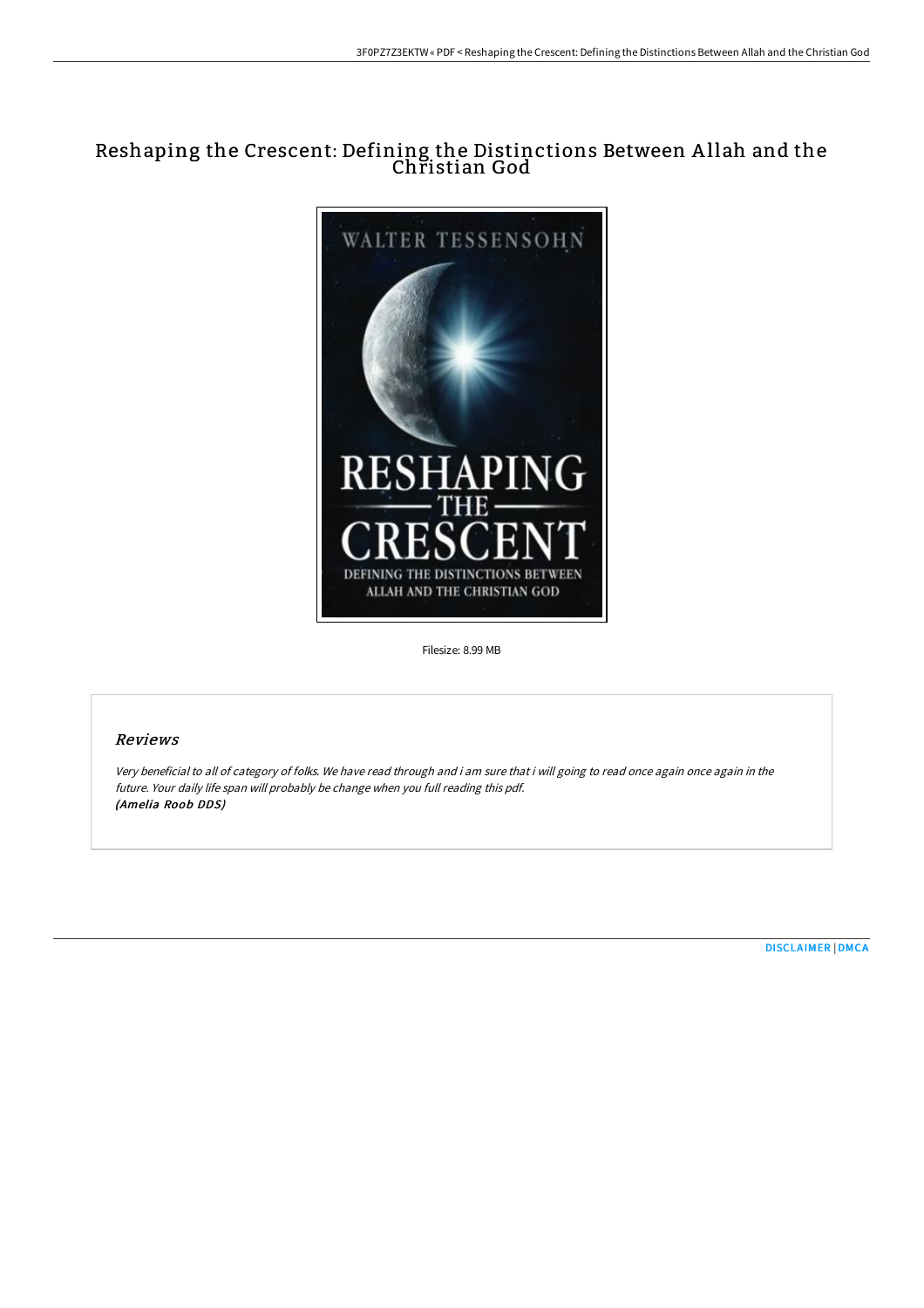# Reshaping the Crescent: Defining the Distinctions Between Allah and the Christian God

Filesize: 8.99 MB

## Reviews

*Very beneficial to all of category of folks. We have read through and i am sure that i will going to read once again once again in the future. Your daily life span will probably be change when you full reading this pdf.*
*(Amelia Roob DDS)*

DISCLAIMER | DMCA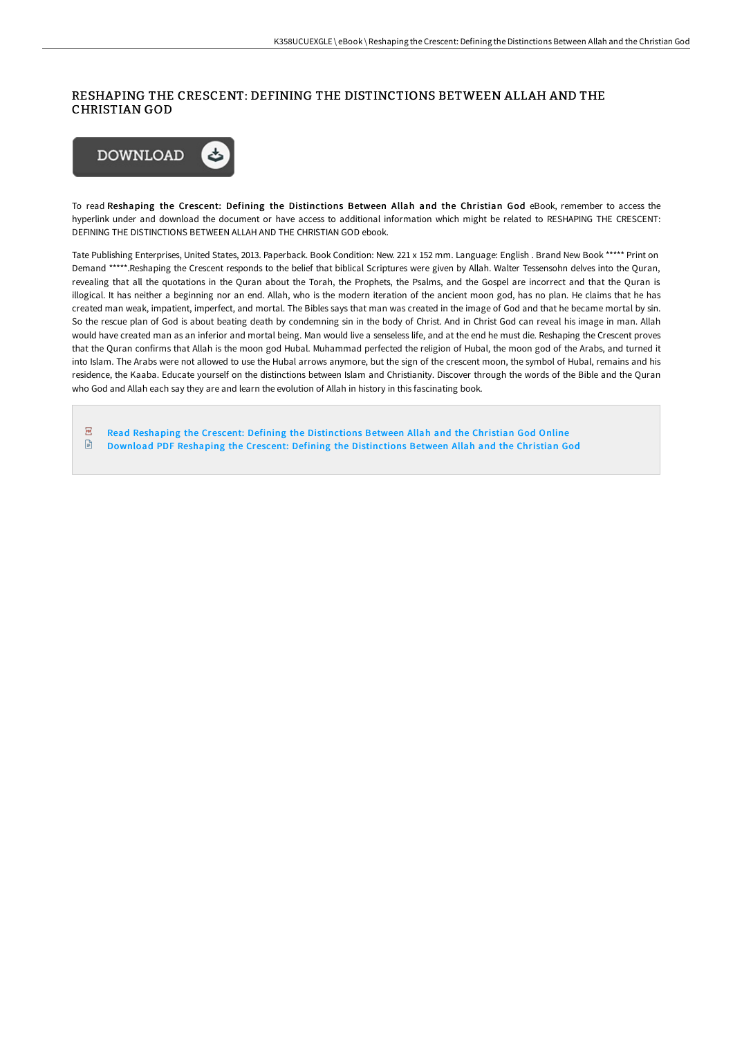# RESHAPING THE CRESCENT: DEFINING THE DISTINCTIONS BETWEEN ALLAH AND THE CHRISTIAN GOD

DOWNLOAD

To read **Reshaping the Crescent: Defining the Distinctions Between Allah and the Christian God** eBook, remember to access the hyperlink under and download the document or have access to additional information which might be related to RESHAPING THE CRESCENT: DEFINING THE DISTINCTIONS BETWEEN ALLAH AND THE CHRISTIAN GOD ebook.

Tate Publishing Enterprises, United States, 2013. Paperback. Book Condition: New. 221 x 152 mm. Language: English . Brand New Book ***** Print on Demand *****.Reshaping the Crescent responds to the belief that biblical Scriptures were given by Allah. Walter Tessensohn delves into the Quran, revealing that all the quotations in the Quran about the Torah, the Prophets, the Psalms, and the Gospel are incorrect and that the Quran is illogical. It has neither a beginning nor an end. Allah, who is the modern iteration of the ancient moon god, has no plan. He claims that he has created man weak, impatient, imperfect, and mortal. The Bibles says that man was created in the image of God and that he became mortal by sin. So the rescue plan of God is about beating death by condemning sin in the body of Christ. And in Christ God can reveal his image in man. Allah would have created man as an inferior and mortal being. Man would live a senseless life, and at the end he must die. Reshaping the Crescent proves that the Quran confirms that Allah is the moon god Hubal. Muhammad perfected the religion of Hubal, the moon god of the Arabs, and turned it into Islam. The Arabs were not allowed to use the Hubal arrows anymore, but the sign of the crescent moon, the symbol of Hubal, remains and his residence, the Kaaba. Educate yourself on the distinctions between Islam and Christianity. Discover through the words of the Bible and the Quran who God and Allah each say they are and learn the evolution of Allah in history in this fascinating book.

- Read Reshaping the Crescent: Defining the Distinctions Between Allah and the Christian God Online
- Download PDF Reshaping the Crescent: Defining the Distinctions Between Allah and the Christian God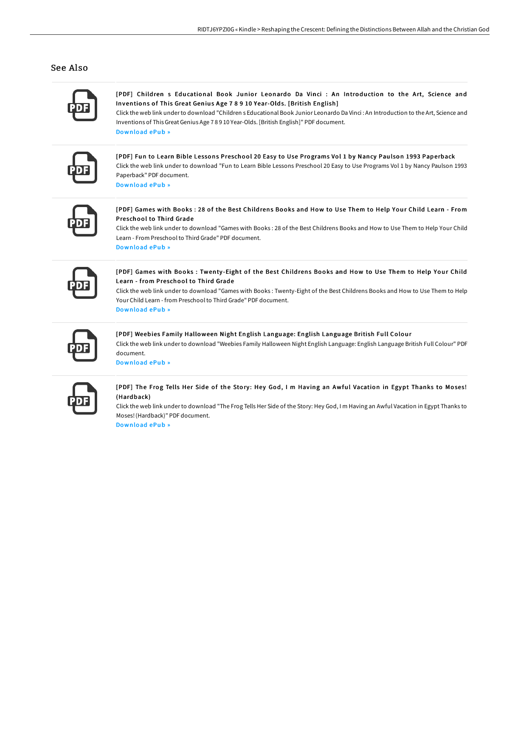## See Also

[PDF] Children s Educational Book Junior Leonardo Da Vinci : An Introduction to the Art, Science and Inventions of This Great Genius Age 7 8 9 10 Year-Olds. [British English]

Click the web link under to download "Children s Educational Book Junior Leonardo Da Vinci : An Introduction to the Art, Science and Inventions of This Great Genius Age 7 8 9 10 Year-Olds. [British English]" PDF document.

Download ePub »

[PDF] Fun to Learn Bible Lessons Preschool 20 Easy to Use Programs Vol 1 by Nancy Paulson 1993 Paperback

Click the web link under to download "Fun to Learn Bible Lessons Preschool 20 Easy to Use Programs Vol 1 by Nancy Paulson 1993 Paperback" PDF document.

Download ePub »

[PDF] Games with Books : 28 of the Best Childrens Books and How to Use Them to Help Your Child Learn - From Preschool to Third Grade

Click the web link under to download "Games with Books : 28 of the Best Childrens Books and How to Use Them to Help Your Child Learn - From Preschool to Third Grade" PDF document.

Download ePub »

[PDF] Games with Books : Twenty-Eight of the Best Childrens Books and How to Use Them to Help Your Child Learn - from Preschool to Third Grade

Click the web link under to download "Games with Books : Twenty-Eight of the Best Childrens Books and How to Use Them to Help Your Child Learn - from Preschool to Third Grade" PDF document.

Download ePub »

[PDF] Weebies Family Halloween Night English Language: English Language British Full Colour

Click the web link under to download "Weebies Family Halloween Night English Language: English Language British Full Colour" PDF document.

Download ePub »

[PDF] The Frog Tells Her Side of the Story: Hey God, I m Having an Awful Vacation in Egypt Thanks to Moses! (Hardback)

Click the web link under to download "The Frog Tells Her Side of the Story: Hey God, I m Having an Awful Vacation in Egypt Thanks to Moses! (Hardback)" PDF document.

Download ePub »